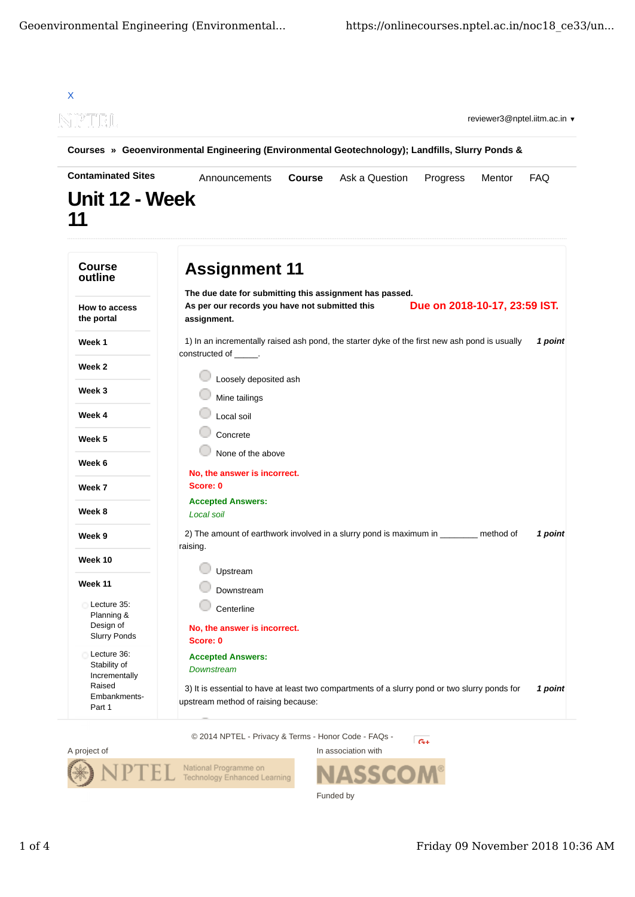X

reviewer3@nptel.iitm.ac.in ▾

**Courses** » **Geoenvironmental Engineering (Environmental Geotechnology); Landfills, Slurry Ponds & Contaminated Sites**

Announcements **Course** Ask a Question Progress Mentor FAQ

# Unit 12 - Week 11

## Course outline

- **How to access the portal**
- **Week 1**
- **Week 2**
- **Week 3**
- **Week 4**
- **Week 5**
- **Week 6**
- **Week 7**
- **Week 8**
- **Week 9**
- **Week 10**
- **Week 11**
  - Lecture 35: Planning & Design of Slurry Ponds
  - Lecture 36: Stability of Incrementally Raised Embankments-Part 1

# Assignment 11

**The due date for submitting this assignment has passed.**
**As per our records you have not submitted this assignment.**

**Due on 2018-10-17, 23:59 IST.**

1) In an incrementally raised ash pond, the starter dyke of the first new ash pond is usually constructed of _____. ***1 point***

- Loosely deposited ash
- Mine tailings
- Local soil
- Concrete
- None of the above

**No, the answer is incorrect.**
**Score: 0**

**Accepted Answers:**
*Local soil*

2) The amount of earthwork involved in a slurry pond is maximum in ________ method of raising. ***1 point***

- Upstream
- Downstream
- Centerline

**No, the answer is incorrect.**
**Score: 0**

**Accepted Answers:**
*Downstream*

3) It is essential to have at least two compartments of a slurry pond or two slurry ponds for upstream method of raising because: ***1 point***

© 2014 NPTEL - Privacy & Terms - Honor Code - FAQs -

A project of

NPTEL National Programme on Technology Enhanced Learning

In association with

NASSCOM

Funded by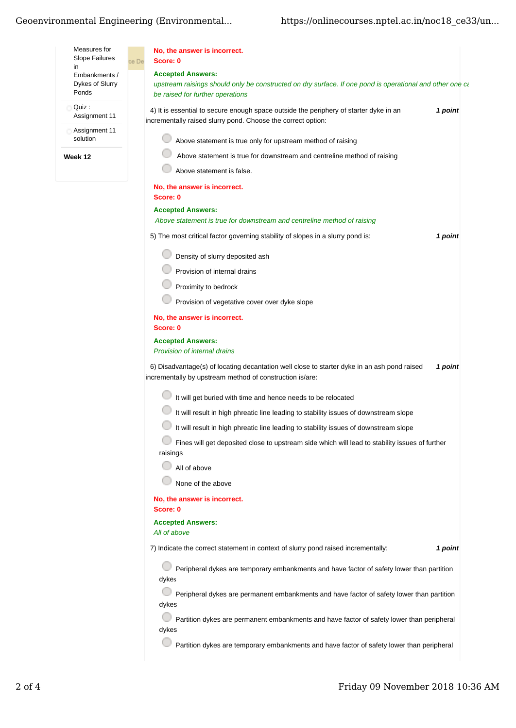- Measures for Slope Failures in Embankments / Dykes of Slurry Ponds
- Quiz : Assignment 11
- Assignment 11 solution

**Week 12**

**No, the answer is incorrect.**
**Score: 0**

**Accepted Answers:**
*upstream raisings should only be constructed on dry surface. If one pond is operational and other one ca be raised for further operations*

4) It is essential to secure enough space outside the periphery of starter dyke in an incrementally raised slurry pond. Choose the correct option: ***1 point***

- Above statement is true only for upstream method of raising
- Above statement is true for downstream and centreline method of raising
- Above statement is false.

**No, the answer is incorrect.**
**Score: 0**

**Accepted Answers:**
*Above statement is true for downstream and centreline method of raising*

5) The most critical factor governing stability of slopes in a slurry pond is: ***1 point***

- Density of slurry deposited ash
- Provision of internal drains
- Proximity to bedrock
- Provision of vegetative cover over dyke slope

**No, the answer is incorrect.**
**Score: 0**

**Accepted Answers:**
*Provision of internal drains*

6) Disadvantage(s) of locating decantation well close to starter dyke in an ash pond raised incrementally by upstream method of construction is/are: ***1 point***

- It will get buried with time and hence needs to be relocated
- It will result in high phreatic line leading to stability issues of downstream slope
- It will result in high phreatic line leading to stability issues of downstream slope
- Fines will get deposited close to upstream side which will lead to stability issues of further raisings
- All of above
- None of the above

**No, the answer is incorrect.**
**Score: 0**

**Accepted Answers:**
*All of above*

7) Indicate the correct statement in context of slurry pond raised incrementally: ***1 point***

- Peripheral dykes are temporary embankments and have factor of safety lower than partition dykes
- Peripheral dykes are permanent embankments and have factor of safety lower than partition dykes
- Partition dykes are permanent embankments and have factor of safety lower than peripheral dykes
- Partition dykes are temporary embankments and have factor of safety lower than peripheral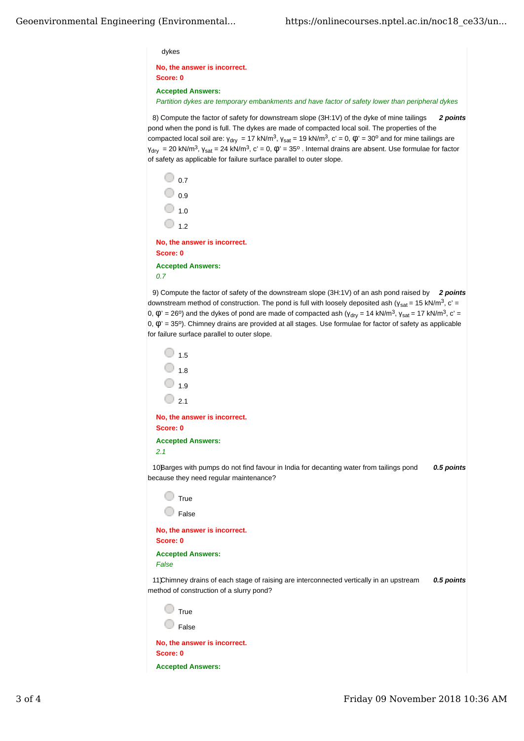dykes

**No, the answer is incorrect.**
**Score: 0**

**Accepted Answers:**
*Partition dykes are temporary embankments and have factor of safety lower than peripheral dykes*

8) Compute the factor of safety for downstream slope (3H:1V) of the dyke of mine tailings pond when the pond is full. The dykes are made of compacted local soil. The properties of the compacted local soil are: $\gamma_{dry}$ = 17 kN/m$^3$, $\gamma_{sat}$ = 19 kN/m$^3$, c' = 0, $\varphi'$ = 30$^o$ and for mine tailings are $\gamma_{dry}$ = 20 kN/m$^3$, $\gamma_{sat}$ = 24 kN/m$^3$, c' = 0, $\varphi'$ = 35$^o$ . Internal drains are absent. Use formulae for factor of safety as applicable for failure surface parallel to outer slope. ***2 points***

- 0.7
- 0.9
- 1.0
- 1.2

**No, the answer is incorrect.**
**Score: 0**

**Accepted Answers:**
*0.7*

9) Compute the factor of safety of the downstream slope (3H:1V) of an ash pond raised by downstream method of construction. The pond is full with loosely deposited ash ($\gamma_{sat}$ = 15 kN/m$^3$, c' = 0, $\varphi'$ = 26$^o$) and the dykes of pond are made of compacted ash ($\gamma_{dry}$ = 14 kN/m$^3$, $\gamma_{sat}$ = 17 kN/m$^3$, c' = 0, $\varphi'$ = 35$^o$). Chimney drains are provided at all stages. Use formulae for factor of safety as applicable for failure surface parallel to outer slope. ***2 points***

- 1.5
- 1.8
- 1.9
- 2.1

**No, the answer is incorrect.**
**Score: 0**

**Accepted Answers:**
*2.1*

10) Barges with pumps do not find favour in India for decanting water from tailings pond because they need regular maintenance? ***0.5 points***

- True
- False

**No, the answer is incorrect.**
**Score: 0**

**Accepted Answers:**
*False*

11) Chimney drains of each stage of raising are interconnected vertically in an upstream method of construction of a slurry pond? ***0.5 points***

- True
- False

**No, the answer is incorrect.**
**Score: 0**

**Accepted Answers:**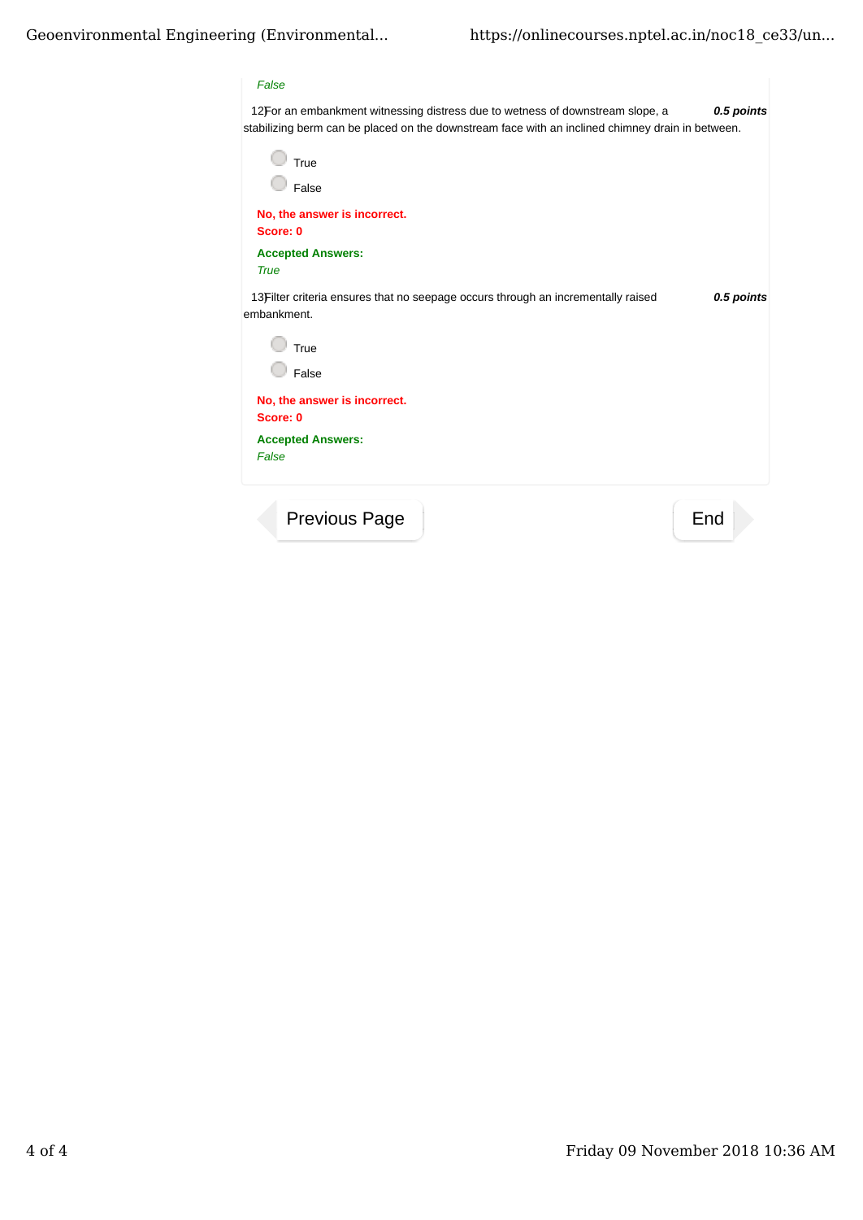*False*

12) For an embankment witnessing distress due to wetness of downstream slope, a stabilizing berm can be placed on the downstream face with an inclined chimney drain in between. ***0.5 points***

- True
- False

**No, the answer is incorrect.**
**Score: 0**

**Accepted Answers:**
*True*

13) Filter criteria ensures that no seepage occurs through an incrementally raised embankment. ***0.5 points***

- True
- False

**No, the answer is incorrect.**
**Score: 0**

**Accepted Answers:**
*False*

Previous Page

End